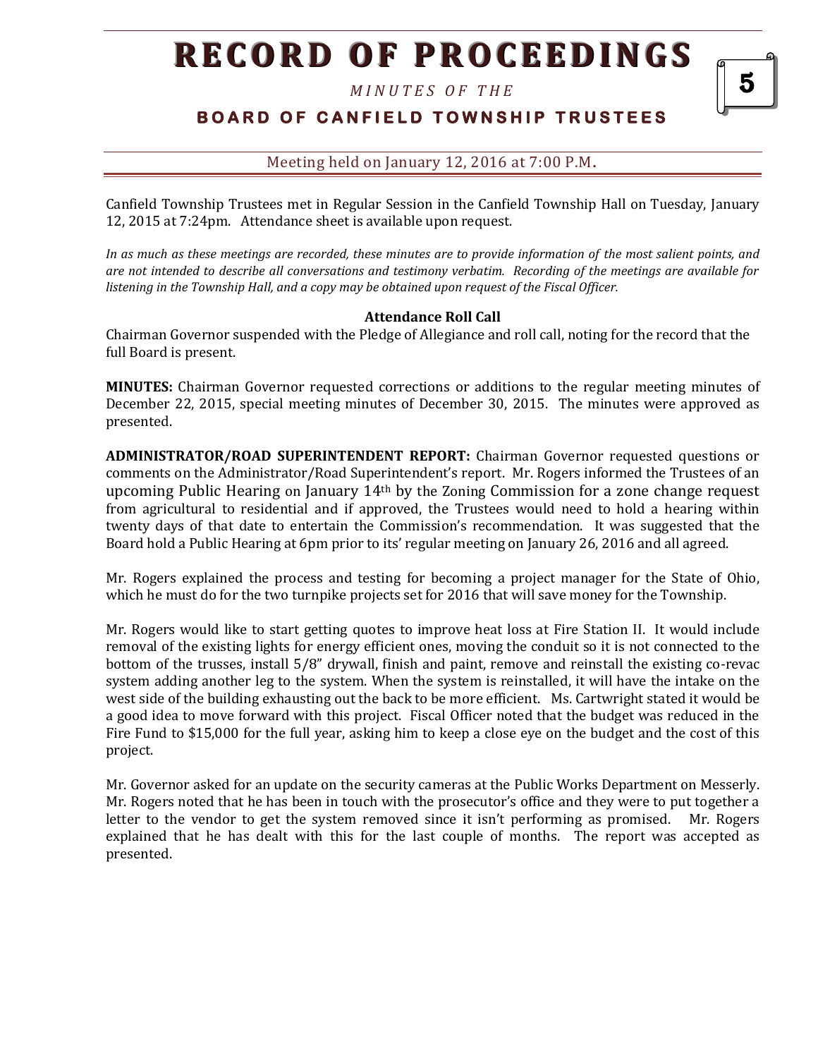# RECORD OF PROCEEDINGS

*MINUTES OF THE*

**BOARD OF CANFIELD TOWNSHIP TRUSTEES**

Meeting held on January 12, 2016 at 7:00 P.M.

Canfield Township Trustees met in Regular Session in the Canfield Township Hall on Tuesday, January 12, 2015 at 7:24pm. Attendance sheet is available upon request.

*In as much as these meetings are recorded, these minutes are to provide information of the most salient points, and are not intended to describe all conversations and testimony verbatim. Recording of the meetings are available for listening in the Township Hall, and a copy may be obtained upon request of the Fiscal Officer.*

**Attendance Roll Call**

Chairman Governor suspended with the Pledge of Allegiance and roll call, noting for the record that the full Board is present.

**MINUTES:** Chairman Governor requested corrections or additions to the regular meeting minutes of December 22, 2015, special meeting minutes of December 30, 2015. The minutes were approved as presented.

**ADMINISTRATOR/ROAD SUPERINTENDENT REPORT:** Chairman Governor requested questions or comments on the Administrator/Road Superintendent's report. Mr. Rogers informed the Trustees of an upcoming Public Hearing on January 14th by the Zoning Commission for a zone change request from agricultural to residential and if approved, the Trustees would need to hold a hearing within twenty days of that date to entertain the Commission's recommendation. It was suggested that the Board hold a Public Hearing at 6pm prior to its' regular meeting on January 26, 2016 and all agreed.

Mr. Rogers explained the process and testing for becoming a project manager for the State of Ohio, which he must do for the two turnpike projects set for 2016 that will save money for the Township.

Mr. Rogers would like to start getting quotes to improve heat loss at Fire Station II. It would include removal of the existing lights for energy efficient ones, moving the conduit so it is not connected to the bottom of the trusses, install 5/8" drywall, finish and paint, remove and reinstall the existing co-revac system adding another leg to the system. When the system is reinstalled, it will have the intake on the west side of the building exhausting out the back to be more efficient. Ms. Cartwright stated it would be a good idea to move forward with this project. Fiscal Officer noted that the budget was reduced in the Fire Fund to $15,000 for the full year, asking him to keep a close eye on the budget and the cost of this project.

Mr. Governor asked for an update on the security cameras at the Public Works Department on Messerly. Mr. Rogers noted that he has been in touch with the prosecutor's office and they were to put together a letter to the vendor to get the system removed since it isn't performing as promised. Mr. Rogers explained that he has dealt with this for the last couple of months. The report was accepted as presented.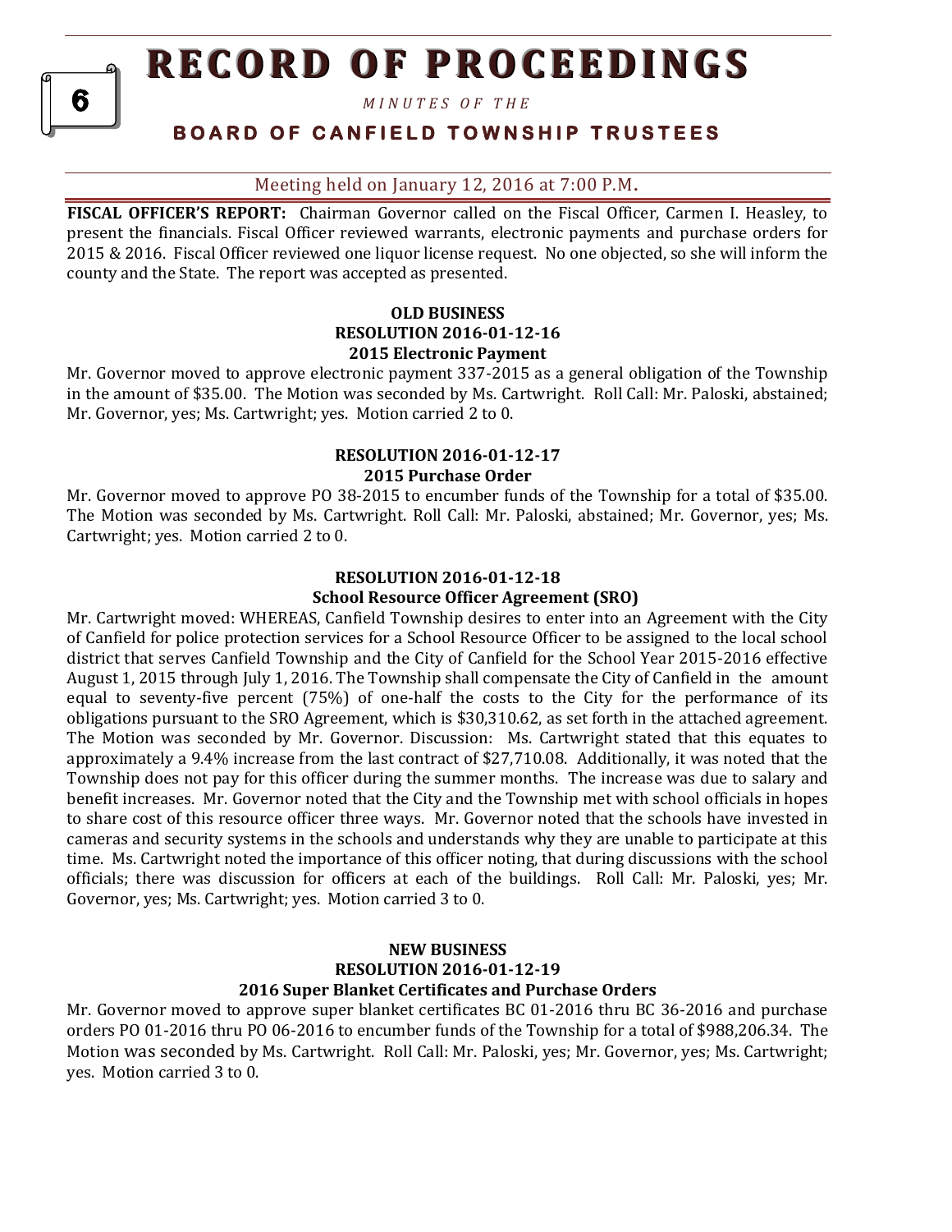Meeting held on January 12, 2016 at 7:00 P.M.

**FISCAL OFFICER'S REPORT:** Chairman Governor called on the Fiscal Officer, Carmen I. Heasley, to present the financials. Fiscal Officer reviewed warrants, electronic payments and purchase orders for 2015 & 2016. Fiscal Officer reviewed one liquor license request. No one objected, so she will inform the county and the State. The report was accepted as presented.

**OLD BUSINESS**
**RESOLUTION 2016-01-12-16**
**2015 Electronic Payment**

Mr. Governor moved to approve electronic payment 337-2015 as a general obligation of the Township in the amount of $35.00. The Motion was seconded by Ms. Cartwright. Roll Call: Mr. Paloski, abstained; Mr. Governor, yes; Ms. Cartwright; yes. Motion carried 2 to 0.

**RESOLUTION 2016-01-12-17**
**2015 Purchase Order**

Mr. Governor moved to approve PO 38-2015 to encumber funds of the Township for a total of $35.00. The Motion was seconded by Ms. Cartwright. Roll Call: Mr. Paloski, abstained; Mr. Governor, yes; Ms. Cartwright; yes. Motion carried 2 to 0.

**RESOLUTION 2016-01-12-18**
**School Resource Officer Agreement (SRO)**

Mr. Cartwright moved: WHEREAS, Canfield Township desires to enter into an Agreement with the City of Canfield for police protection services for a School Resource Officer to be assigned to the local school district that serves Canfield Township and the City of Canfield for the School Year 2015-2016 effective August 1, 2015 through July 1, 2016. The Township shall compensate the City of Canfield in the amount equal to seventy-five percent (75%) of one-half the costs to the City for the performance of its obligations pursuant to the SRO Agreement, which is $30,310.62, as set forth in the attached agreement. The Motion was seconded by Mr. Governor. Discussion: Ms. Cartwright stated that this equates to approximately a 9.4% increase from the last contract of $27,710.08. Additionally, it was noted that the Township does not pay for this officer during the summer months. The increase was due to salary and benefit increases. Mr. Governor noted that the City and the Township met with school officials in hopes to share cost of this resource officer three ways. Mr. Governor noted that the schools have invested in cameras and security systems in the schools and understands why they are unable to participate at this time. Ms. Cartwright noted the importance of this officer noting, that during discussions with the school officials; there was discussion for officers at each of the buildings. Roll Call: Mr. Paloski, yes; Mr. Governor, yes; Ms. Cartwright; yes. Motion carried 3 to 0.

**NEW BUSINESS**
**RESOLUTION 2016-01-12-19**
**2016 Super Blanket Certificates and Purchase Orders**

Mr. Governor moved to approve super blanket certificates BC 01-2016 thru BC 36-2016 and purchase orders PO 01-2016 thru PO 06-2016 to encumber funds of the Township for a total of $988,206.34. The Motion was seconded by Ms. Cartwright. Roll Call: Mr. Paloski, yes; Mr. Governor, yes; Ms. Cartwright; yes. Motion carried 3 to 0.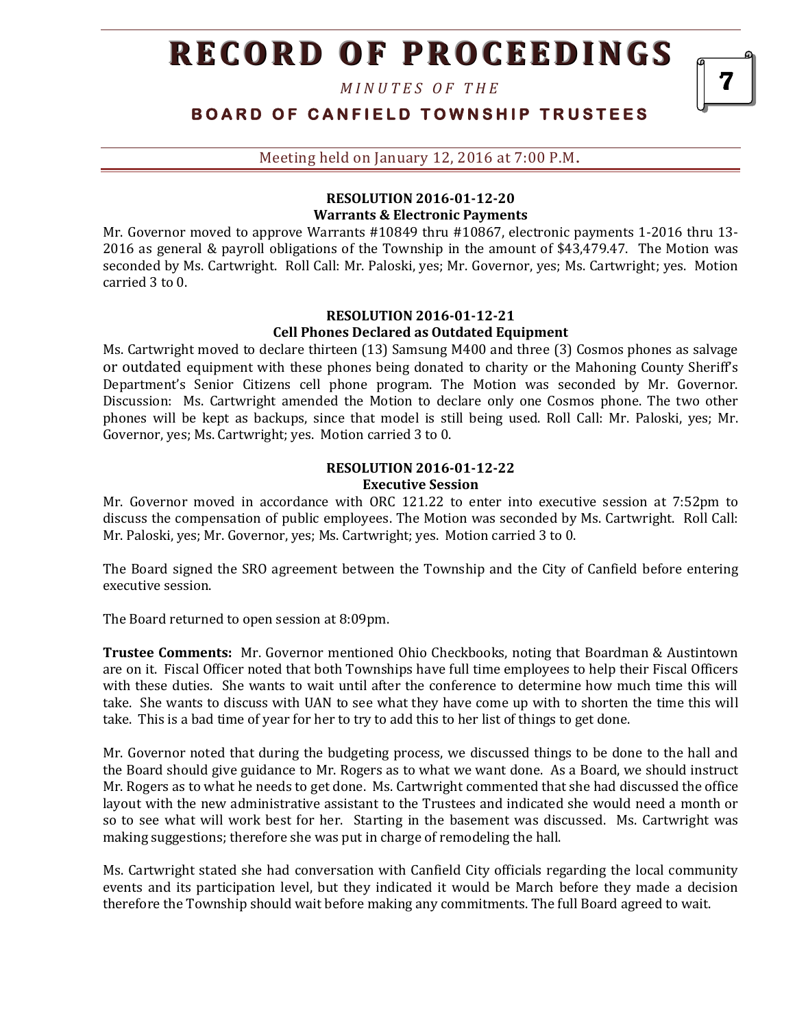**RESOLUTION 2016-01-12-20**
**Warrants & Electronic Payments**

Mr. Governor moved to approve Warrants #10849 thru #10867, electronic payments 1-2016 thru 13-2016 as general & payroll obligations of the Township in the amount of $43,479.47. The Motion was seconded by Ms. Cartwright. Roll Call: Mr. Paloski, yes; Mr. Governor, yes; Ms. Cartwright; yes. Motion carried 3 to 0.

**RESOLUTION 2016-01-12-21**
**Cell Phones Declared as Outdated Equipment**

Ms. Cartwright moved to declare thirteen (13) Samsung M400 and three (3) Cosmos phones as salvage or outdated equipment with these phones being donated to charity or the Mahoning County Sheriff's Department's Senior Citizens cell phone program. The Motion was seconded by Mr. Governor. Discussion: Ms. Cartwright amended the Motion to declare only one Cosmos phone. The two other phones will be kept as backups, since that model is still being used. Roll Call: Mr. Paloski, yes; Mr. Governor, yes; Ms. Cartwright; yes. Motion carried 3 to 0.

**RESOLUTION 2016-01-12-22**
**Executive Session**

Mr. Governor moved in accordance with ORC 121.22 to enter into executive session at 7:52pm to discuss the compensation of public employees. The Motion was seconded by Ms. Cartwright. Roll Call: Mr. Paloski, yes; Mr. Governor, yes; Ms. Cartwright; yes. Motion carried 3 to 0.

The Board signed the SRO agreement between the Township and the City of Canfield before entering executive session.

The Board returned to open session at 8:09pm.

**Trustee Comments:** Mr. Governor mentioned Ohio Checkbooks, noting that Boardman & Austintown are on it. Fiscal Officer noted that both Townships have full time employees to help their Fiscal Officers with these duties. She wants to wait until after the conference to determine how much time this will take. She wants to discuss with UAN to see what they have come up with to shorten the time this will take. This is a bad time of year for her to try to add this to her list of things to get done.

Mr. Governor noted that during the budgeting process, we discussed things to be done to the hall and the Board should give guidance to Mr. Rogers as to what we want done. As a Board, we should instruct Mr. Rogers as to what he needs to get done. Ms. Cartwright commented that she had discussed the office layout with the new administrative assistant to the Trustees and indicated she would need a month or so to see what will work best for her. Starting in the basement was discussed. Ms. Cartwright was making suggestions; therefore she was put in charge of remodeling the hall.

Ms. Cartwright stated she had conversation with Canfield City officials regarding the local community events and its participation level, but they indicated it would be March before they made a decision therefore the Township should wait before making any commitments. The full Board agreed to wait.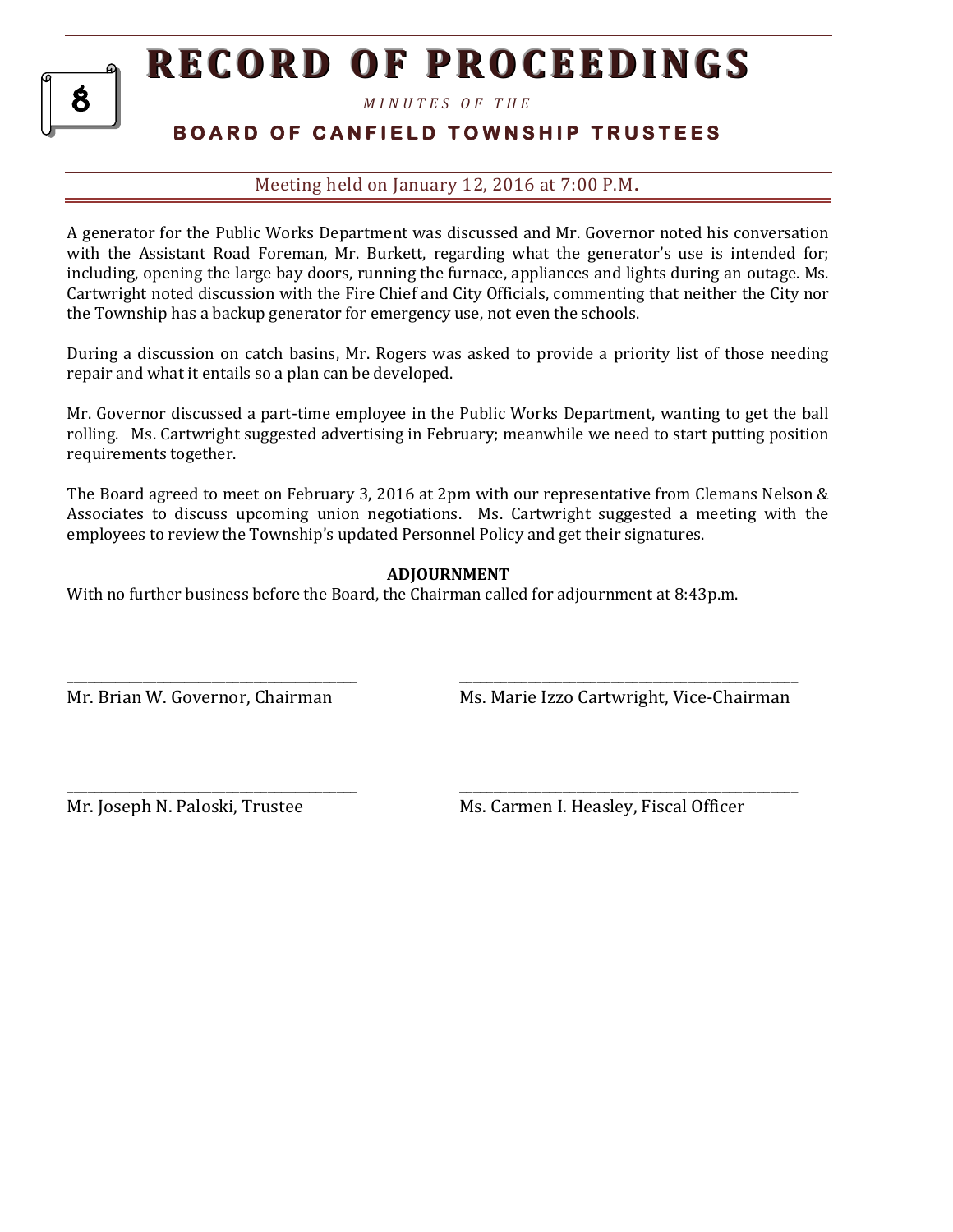A generator for the Public Works Department was discussed and Mr. Governor noted his conversation with the Assistant Road Foreman, Mr. Burkett, regarding what the generator's use is intended for; including, opening the large bay doors, running the furnace, appliances and lights during an outage. Ms. Cartwright noted discussion with the Fire Chief and City Officials, commenting that neither the City nor the Township has a backup generator for emergency use, not even the schools.

During a discussion on catch basins, Mr. Rogers was asked to provide a priority list of those needing repair and what it entails so a plan can be developed.

Mr. Governor discussed a part-time employee in the Public Works Department, wanting to get the ball rolling. Ms. Cartwright suggested advertising in February; meanwhile we need to start putting position requirements together.

The Board agreed to meet on February 3, 2016 at 2pm with our representative from Clemans Nelson & Associates to discuss upcoming union negotiations. Ms. Cartwright suggested a meeting with the employees to review the Township's updated Personnel Policy and get their signatures.

**ADJOURNMENT**

With no further business before the Board, the Chairman called for adjournment at 8:43p.m.

\_\_\_\_\_\_\_\_\_\_\_\_\_\_\_\_\_\_\_\_\_\_\_\_\_\_\_\_\_\_\_\_\_\_\_\_\_\_\_\_
Mr. Brian W. Governor, Chairman

\_\_\_\_\_\_\_\_\_\_\_\_\_\_\_\_\_\_\_\_\_\_\_\_\_\_\_\_\_\_\_\_\_\_\_\_\_\_\_\_
Ms. Marie Izzo Cartwright, Vice-Chairman

\_\_\_\_\_\_\_\_\_\_\_\_\_\_\_\_\_\_\_\_\_\_\_\_\_\_\_\_\_\_\_\_\_\_\_\_\_\_\_\_
Mr. Joseph N. Paloski, Trustee

\_\_\_\_\_\_\_\_\_\_\_\_\_\_\_\_\_\_\_\_\_\_\_\_\_\_\_\_\_\_\_\_\_\_\_\_\_\_\_\_
Ms. Carmen I. Heasley, Fiscal Officer